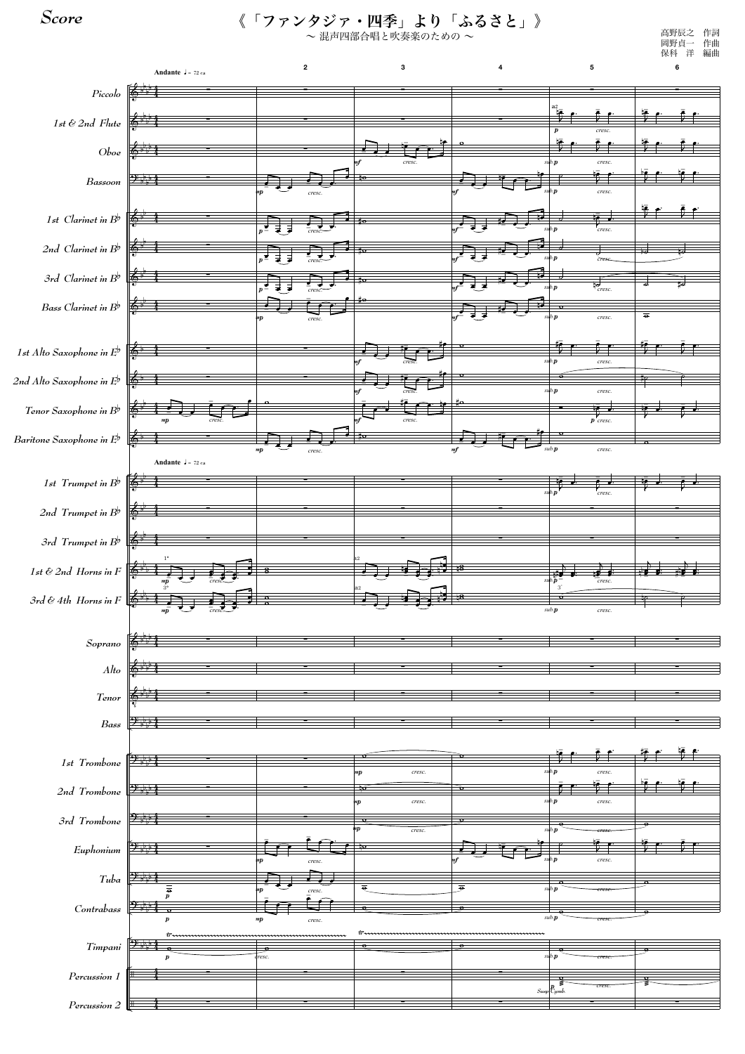*Score*

# 《「ファンタジア・四季」より「ふるさと」》

〜 混声四部合唱と吹奏楽のための 〜

高野辰之　作詞
岡野貞一　作曲
保科　洋　編曲

**Andante** ♩= 72 ca

Piccolo
1st & 2nd Flute
Oboe
Bassoon
1st Clarinet in B♭
2nd Clarinet in B♭
3rd Clarinet in B♭
Bass Clarinet in B♭
1st Alto Saxophone in E♭
2nd Alto Saxophone in E♭
Tenor Saxophone in B♭
Baritone Saxophone in E♭
1st Trumpet in B♭
2nd Trumpet in B♭
3rd Trumpet in B♭
1st & 2nd Horns in F
3rd & 4th Horns in F
Soprano
Alto
Tenor
Bass
1st Trombone
2nd Trombone
3rd Trombone
Euphonium
Tuba
Contrabass
Timpani
Percussion 1
Percussion 2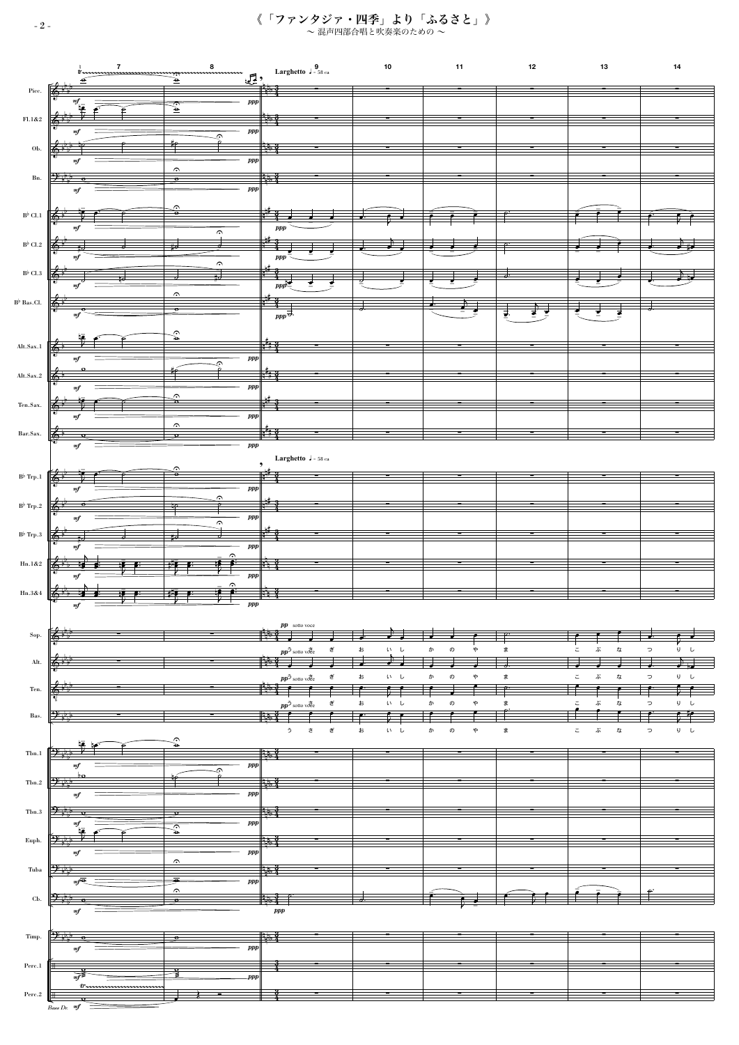# 《「ファンタジア・四季」より「ふるさと」》

〜 混声四部合唱と吹奏楽のための 〜

Larghetto ♩= 58 ca

Pice.
Fl.1&2
Ob.
Bn.
B♭ Cl.1
B♭ Cl.2
B♭ Cl.3
B♭ Bas.Cl.
Alt.Sax.1
Alt.Sax.2
Ten.Sax.
Bar.Sax.
B♭ Trp.1
B♭ Trp.2
B♭ Trp.3
Hn.1&2
Hn.3&4
Sop.
Alt.
Ten.
Bas.
Tbn.1
Tbn.2
Tbn.3
Euph.
Tuba
Cb.
Timp.
Perc.1
Perc.2

pp sotto voce

うさぎおいしかのやま　こぶなつりし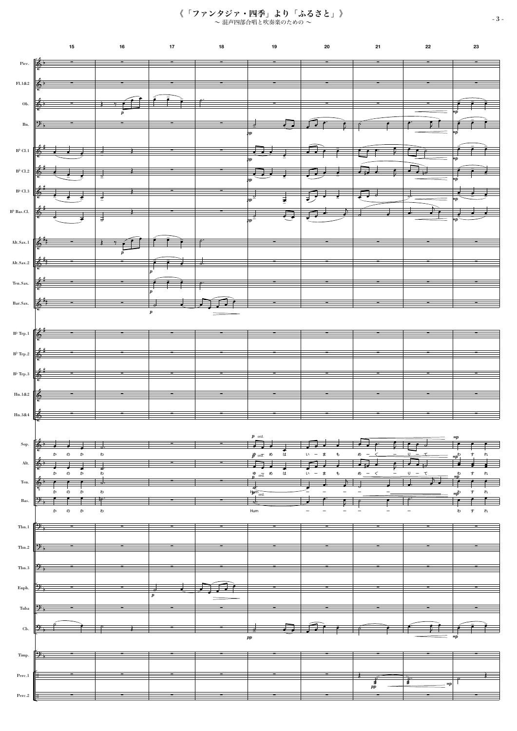《「ファンタジア・四季」より「ふるさと」》

～ 混声四部合唱と吹奏楽のための ～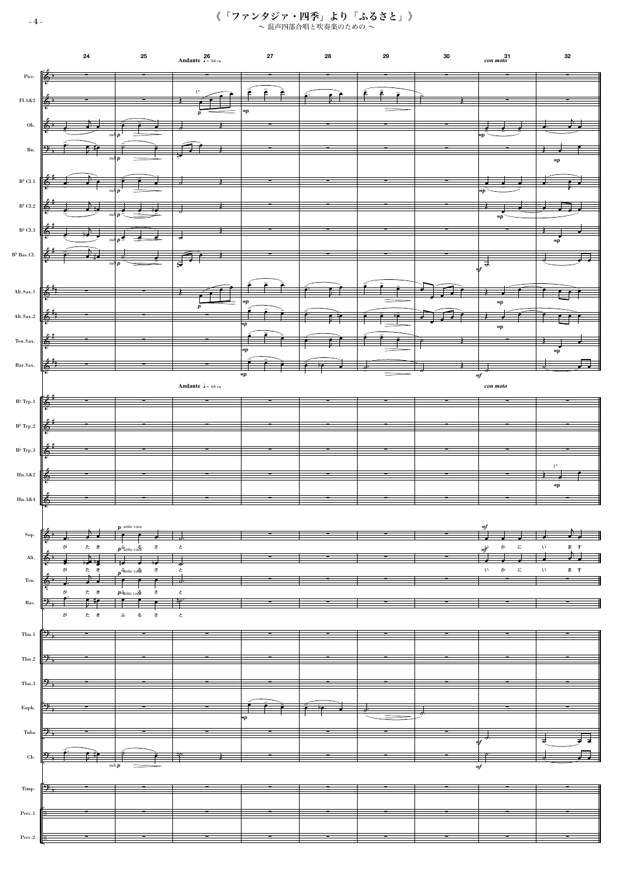《「ファンタジア・四季」より「ふるさと」》

～ 混声四部合唱と吹奏楽のための ～